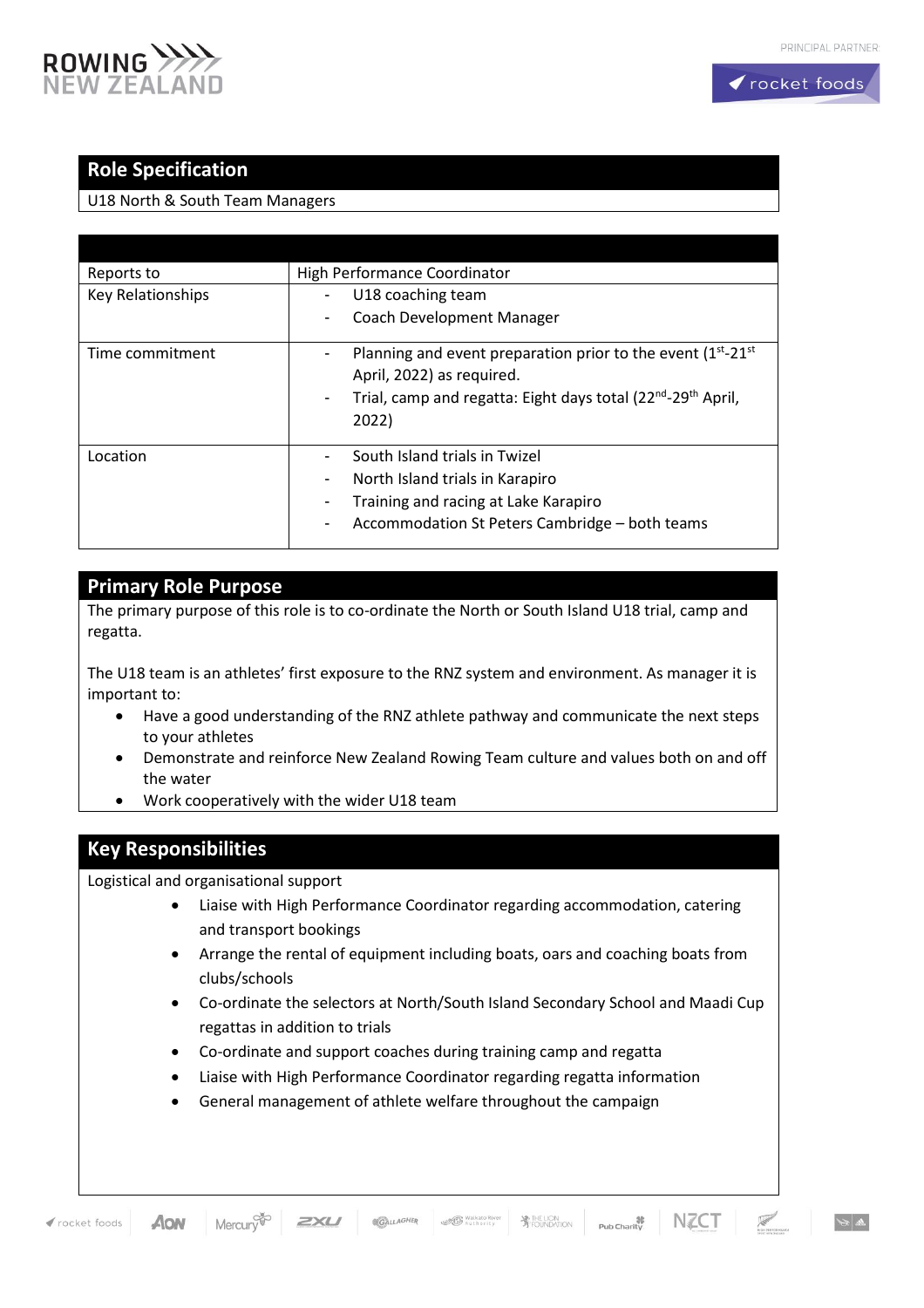## Role Specification

U18 North & South Team Managers

| | |
|---|---|
| Reports to | High Performance Coordinator |
| Key Relationships | - U18 coaching team<br>- Coach Development Manager |
| Time commitment | - Planning and event preparation prior to the event (1st-21st April, 2022) as required.<br>- Trial, camp and regatta: Eight days total (22nd-29th April, 2022) |
| Location | - South Island trials in Twizel<br>- North Island trials in Karapiro<br>- Training and racing at Lake Karapiro<br>- Accommodation St Peters Cambridge – both teams |

## Primary Role Purpose

The primary purpose of this role is to co-ordinate the North or South Island U18 trial, camp and regatta.

The U18 team is an athletes' first exposure to the RNZ system and environment. As manager it is important to:

- Have a good understanding of the RNZ athlete pathway and communicate the next steps to your athletes
- Demonstrate and reinforce New Zealand Rowing Team culture and values both on and off the water
- Work cooperatively with the wider U18 team

## Key Responsibilities

Logistical and organisational support

- Liaise with High Performance Coordinator regarding accommodation, catering and transport bookings
- Arrange the rental of equipment including boats, oars and coaching boats from clubs/schools
- Co-ordinate the selectors at North/South Island Secondary School and Maadi Cup regattas in addition to trials
- Co-ordinate and support coaches during training camp and regatta
- Liaise with High Performance Coordinator regarding regatta information
- General management of athlete welfare throughout the campaign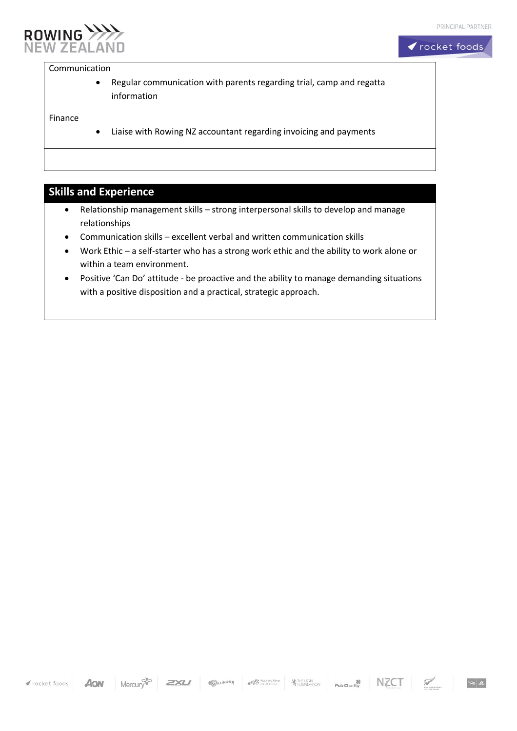Communication

- Regular communication with parents regarding trial, camp and regatta information

Finance

- Liaise with Rowing NZ accountant regarding invoicing and payments

## Skills and Experience

- Relationship management skills – strong interpersonal skills to develop and manage relationships
- Communication skills – excellent verbal and written communication skills
- Work Ethic – a self-starter who has a strong work ethic and the ability to work alone or within a team environment.
- Positive 'Can Do' attitude - be proactive and the ability to manage demanding situations with a positive disposition and a practical, strategic approach.